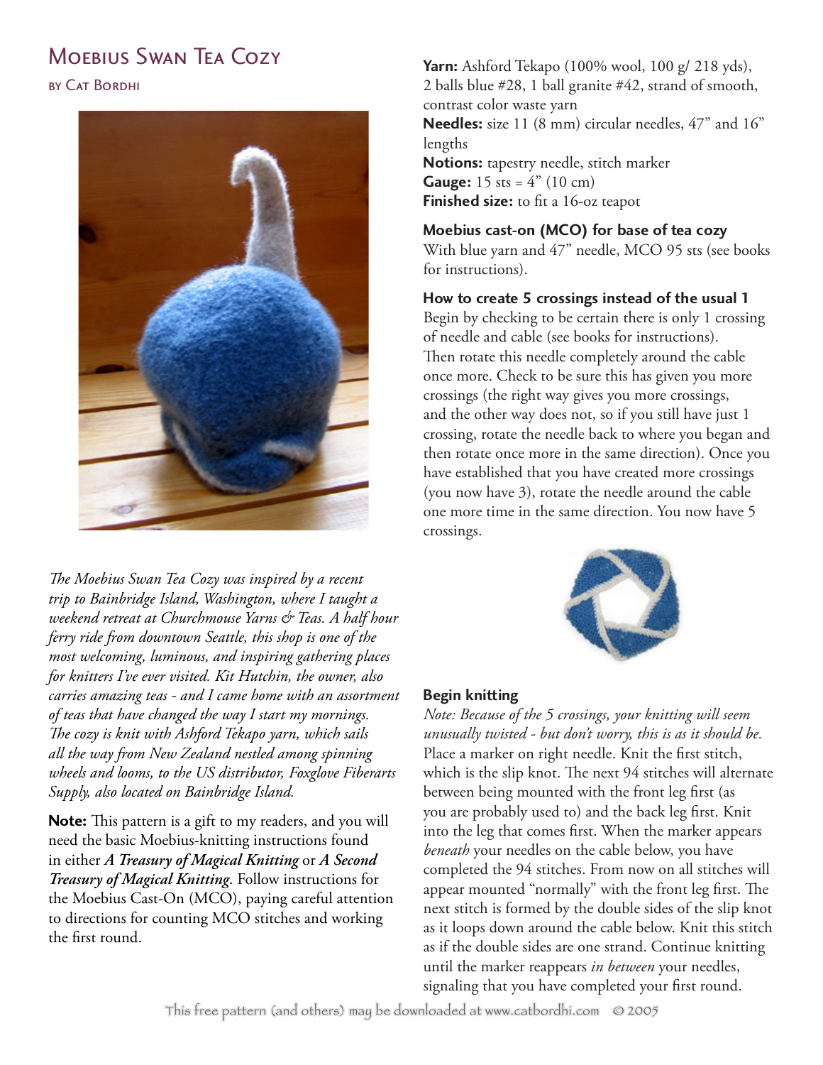# Moebius Swan Tea Cozy

by Cat Bordhi

*The Moebius Swan Tea Cozy was inspired by a recent trip to Bainbridge Island, Washington, where I taught a weekend retreat at Churchmouse Yarns & Teas. A half hour ferry ride from downtown Seattle, this shop is one of the most welcoming, luminous, and inspiring gathering places for knitters I've ever visited. Kit Hutchin, the owner, also carries amazing teas - and I came home with an assortment of teas that have changed the way I start my mornings. The cozy is knit with Ashford Tekapo yarn, which sails all the way from New Zealand nestled among spinning wheels and looms, to the US distributor, Foxglove Fiberarts Supply, also located on Bainbridge Island.*

**Note:** This pattern is a gift to my readers, and you will need the basic Moebius-knitting instructions found in either ***A Treasury of Magical Knitting*** or ***A Second Treasury of Magical Knitting***. Follow instructions for the Moebius Cast-On (MCO), paying careful attention to directions for counting MCO stitches and working the first round.

**Yarn:** Ashford Tekapo (100% wool, 100 g/ 218 yds), 2 balls blue #28, 1 ball granite #42, strand of smooth, contrast color waste yarn

**Needles:** size 11 (8 mm) circular needles, 47" and 16" lengths

**Notions:** tapestry needle, stitch marker

**Gauge:** 15 sts = 4" (10 cm)

**Finished size:** to fit a 16-oz teapot

### Moebius cast-on (MCO) for base of tea cozy

With blue yarn and 47" needle, MCO 95 sts (see books for instructions).

### How to create 5 crossings instead of the usual 1

Begin by checking to be certain there is only 1 crossing of needle and cable (see books for instructions). Then rotate this needle completely around the cable once more. Check to be sure this has given you more crossings (the right way gives you more crossings, and the other way does not, so if you still have just 1 crossing, rotate the needle back to where you began and then rotate once more in the same direction). Once you have established that you have created more crossings (you now have 3), rotate the needle around the cable one more time in the same direction. You now have 5 crossings.

### Begin knitting

*Note: Because of the 5 crossings, your knitting will seem unusually twisted - but don't worry, this is as it should be.* Place a marker on right needle. Knit the first stitch, which is the slip knot. The next 94 stitches will alternate between being mounted with the front leg first (as you are probably used to) and the back leg first. Knit into the leg that comes first. When the marker appears *beneath* your needles on the cable below, you have completed the 94 stitches. From now on all stitches will appear mounted "normally" with the front leg first. The next stitch is formed by the double sides of the slip knot as it loops down around the cable below. Knit this stitch as if the double sides are one strand. Continue knitting until the marker reappears *in between* your needles, signaling that you have completed your first round.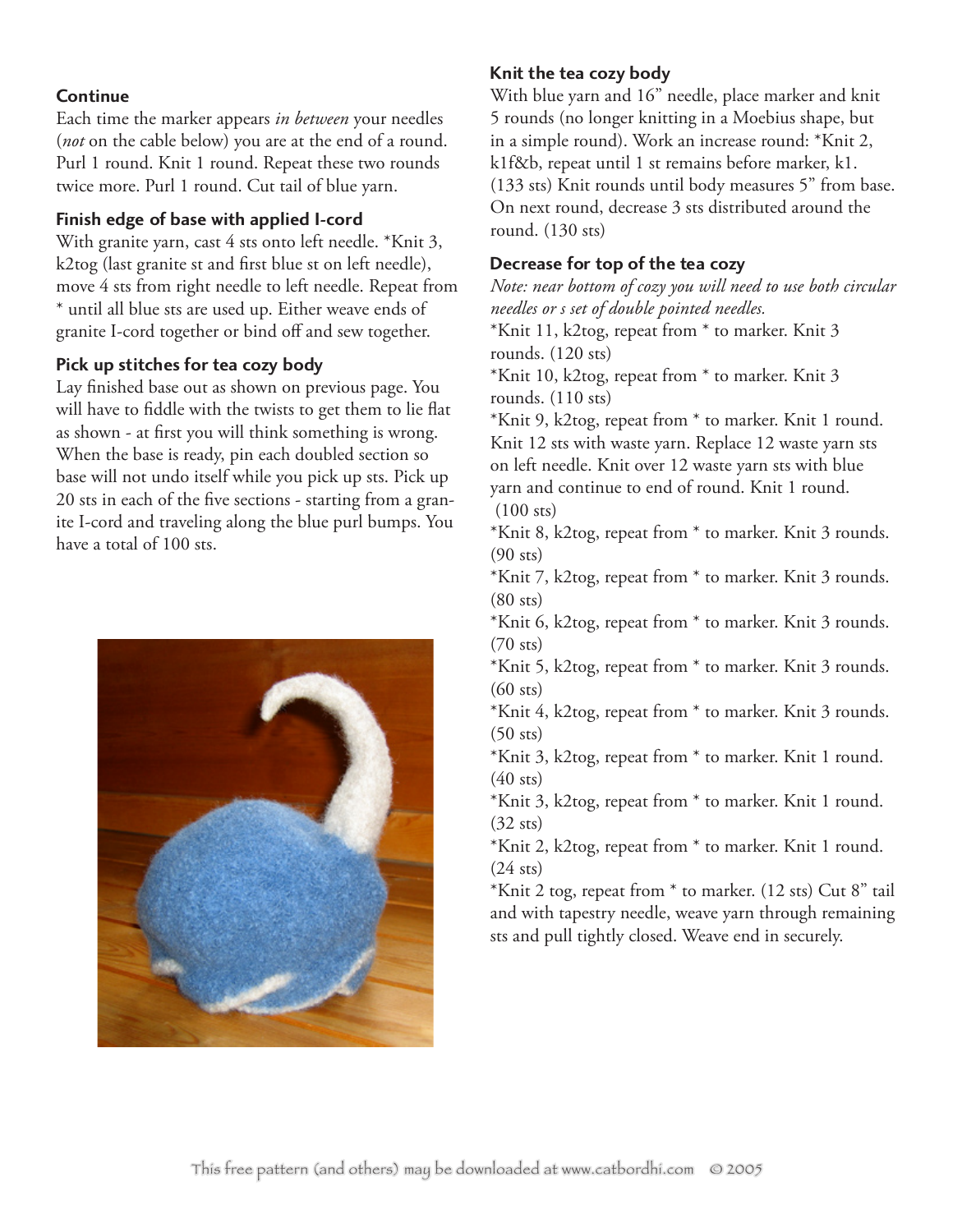### Continue

Each time the marker appears *in between* your needles (*not* on the cable below) you are at the end of a round. Purl 1 round. Knit 1 round. Repeat these two rounds twice more. Purl 1 round. Cut tail of blue yarn.

### Finish edge of base with applied I-cord

With granite yarn, cast 4 sts onto left needle. *Knit 3, k2tog (last granite st and first blue st on left needle), move 4 sts from right needle to left needle. Repeat from * until all blue sts are used up. Either weave ends of granite I-cord together or bind off and sew together.

### Pick up stitches for tea cozy body

Lay finished base out as shown on previous page. You will have to fiddle with the twists to get them to lie flat as shown - at first you will think something is wrong. When the base is ready, pin each doubled section so base will not undo itself while you pick up sts. Pick up 20 sts in each of the five sections - starting from a granite I-cord and traveling along the blue purl bumps. You have a total of 100 sts.

### Knit the tea cozy body

With blue yarn and 16" needle, place marker and knit 5 rounds (no longer knitting in a Moebius shape, but in a simple round). Work an increase round: *Knit 2, k1f&b, repeat until 1 st remains before marker, k1. (133 sts) Knit rounds until body measures 5" from base. On next round, decrease 3 sts distributed around the round. (130 sts)

### Decrease for top of the tea cozy

*Note: near bottom of cozy you will need to use both circular needles or s set of double pointed needles.*

*Knit 11, k2tog, repeat from * to marker. Knit 3 rounds. (120 sts)

*Knit 10, k2tog, repeat from * to marker. Knit 3 rounds. (110 sts)

*Knit 9, k2tog, repeat from * to marker. Knit 1 round. Knit 12 sts with waste yarn. Replace 12 waste yarn sts on left needle. Knit over 12 waste yarn sts with blue yarn and continue to end of round. Knit 1 round. (100 sts)

*Knit 8, k2tog, repeat from * to marker. Knit 3 rounds. (90 sts)

*Knit 7, k2tog, repeat from * to marker. Knit 3 rounds. (80 sts)

*Knit 6, k2tog, repeat from * to marker. Knit 3 rounds. (70 sts)

*Knit 5, k2tog, repeat from * to marker. Knit 3 rounds. (60 sts)

*Knit 4, k2tog, repeat from * to marker. Knit 3 rounds. (50 sts)

*Knit 3, k2tog, repeat from * to marker. Knit 1 round. (40 sts)

*Knit 3, k2tog, repeat from * to marker. Knit 1 round. (32 sts)

*Knit 2, k2tog, repeat from * to marker. Knit 1 round. (24 sts)

*Knit 2 tog, repeat from * to marker. (12 sts) Cut 8" tail and with tapestry needle, weave yarn through remaining sts and pull tightly closed. Weave end in securely.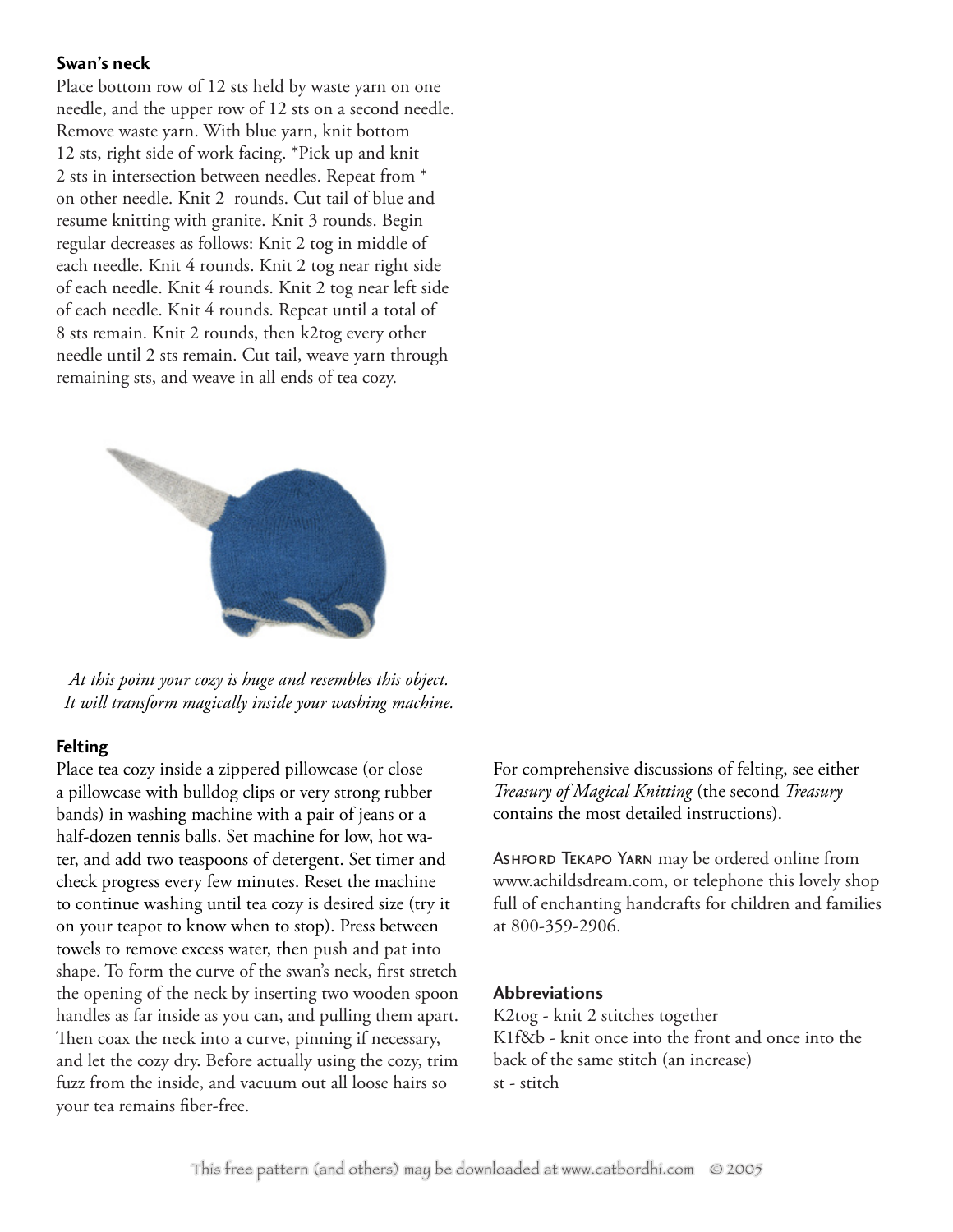### Swan's neck

Place bottom row of 12 sts held by waste yarn on one needle, and the upper row of 12 sts on a second needle. Remove waste yarn. With blue yarn, knit bottom 12 sts, right side of work facing. *Pick up and knit 2 sts in intersection between needles. Repeat from * on other needle. Knit 2 rounds. Cut tail of blue and resume knitting with granite. Knit 3 rounds. Begin regular decreases as follows: Knit 2 tog in middle of each needle. Knit 4 rounds. Knit 2 tog near right side of each needle. Knit 4 rounds. Knit 2 tog near left side of each needle. Knit 4 rounds. Repeat until a total of 8 sts remain. Knit 2 rounds, then k2tog every other needle until 2 sts remain. Cut tail, weave yarn through remaining sts, and weave in all ends of tea cozy.

*At this point your cozy is huge and resembles this object. It will transform magically inside your washing machine.*

### Felting

Place tea cozy inside a zippered pillowcase (or close a pillowcase with bulldog clips or very strong rubber bands) in washing machine with a pair of jeans or a half-dozen tennis balls. Set machine for low, hot water, and add two teaspoons of detergent. Set timer and check progress every few minutes. Reset the machine to continue washing until tea cozy is desired size (try it on your teapot to know when to stop). Press between towels to remove excess water, then push and pat into shape. To form the curve of the swan's neck, first stretch the opening of the neck by inserting two wooden spoon handles as far inside as you can, and pulling them apart. Then coax the neck into a curve, pinning if necessary, and let the cozy dry. Before actually using the cozy, trim fuzz from the inside, and vacuum out all loose hairs so your tea remains fiber-free.

For comprehensive discussions of felting, see either *Treasury of Magical Knitting* (the second *Treasury* contains the most detailed instructions).

Ashford Tekapo Yarn may be ordered online from www.achildsdream.com, or telephone this lovely shop full of enchanting handcrafts for children and families at 800-359-2906.

### Abbreviations

K2tog - knit 2 stitches together
K1f&b - knit once into the front and once into the back of the same stitch (an increase)
st - stitch

This free pattern (and others) may be downloaded at www.catbordhi.com © 2005